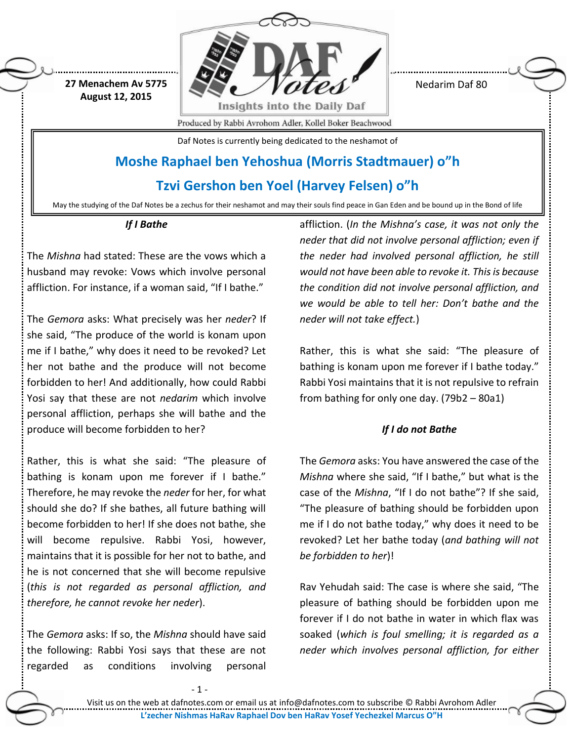27 Menachem Av 5775
August 12, 2015

Nedarim Daf 80

Daf Notes is currently being dedicated to the neshamot of

## Moshe Raphael ben Yehoshua (Morris Stadtmauer) o"h

## Tzvi Gershon ben Yoel (Harvey Felsen) o"h

May the studying of the Daf Notes be a zechus for their neshamot and may their souls find peace in Gan Eden and be bound up in the Bond of life

### *If I Bathe*

The *Mishna* had stated: These are the vows which a husband may revoke: Vows which involve personal affliction. For instance, if a woman said, "If I bathe."

The *Gemora* asks: What precisely was her *neder*? If she said, "The produce of the world is konam upon me if I bathe," why does it need to be revoked? Let her not bathe and the produce will not become forbidden to her! And additionally, how could Rabbi Yosi say that these are not *nedarim* which involve personal affliction, perhaps she will bathe and the produce will become forbidden to her?

Rather, this is what she said: "The pleasure of bathing is konam upon me forever if I bathe." Therefore, he may revoke the *neder* for her, for what should she do? If she bathes, all future bathing will become forbidden to her! If she does not bathe, she will become repulsive. Rabbi Yosi, however, maintains that it is possible for her not to bathe, and he is not concerned that she will become repulsive (*this is not regarded as personal affliction, and therefore, he cannot revoke her neder*).

The *Gemora* asks: If so, the *Mishna* should have said the following: Rabbi Yosi says that these are not regarded as conditions involving personal affliction. (*In the Mishna's case, it was not only the neder that did not involve personal affliction; even if the neder had involved personal affliction, he still would not have been able to revoke it. This is because the condition did not involve personal affliction, and we would be able to tell her: Don't bathe and the neder will not take effect.*)

Rather, this is what she said: "The pleasure of bathing is konam upon me forever if I bathe today." Rabbi Yosi maintains that it is not repulsive to refrain from bathing for only one day. (79b2 – 80a1)

### *If I do not Bathe*

The *Gemora* asks: You have answered the case of the *Mishna* where she said, "If I bathe," but what is the case of the *Mishna*, "If I do not bathe"? If she said, "The pleasure of bathing should be forbidden upon me if I do not bathe today," why does it need to be revoked? Let her bathe today (*and bathing will not be forbidden to her*)!

Rav Yehudah said: The case is where she said, "The pleasure of bathing should be forbidden upon me forever if I do not bathe in water in which flax was soaked (*which is foul smelling; it is regarded as a neder which involves personal affliction, for either*

Visit us on the web at dafnotes.com or email us at info@dafnotes.com to subscribe © Rabbi Avrohom Adler

L'zecher Nishmas HaRav Raphael Dov ben HaRav Yosef Yechezkel Marcus O"H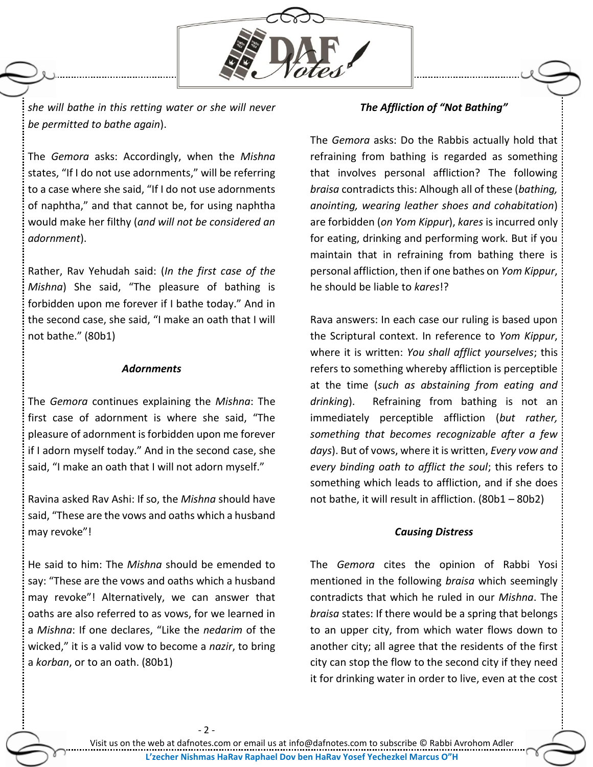*she will bathe in this retting water or she will never be permitted to bathe again*).

The *Gemora* asks: Accordingly, when the *Mishna* states, "If I do not use adornments," will be referring to a case where she said, "If I do not use adornments of naphtha," and that cannot be, for using naphtha would make her filthy (*and will not be considered an adornment*).

Rather, Rav Yehudah said: (*In the first case of the Mishna*) She said, "The pleasure of bathing is forbidden upon me forever if I bathe today." And in the second case, she said, "I make an oath that I will not bathe." (80b1)

### *Adornments*

The *Gemora* continues explaining the *Mishna*: The first case of adornment is where she said, "The pleasure of adornment is forbidden upon me forever if I adorn myself today." And in the second case, she said, "I make an oath that I will not adorn myself."

Ravina asked Rav Ashi: If so, the *Mishna* should have said, "These are the vows and oaths which a husband may revoke"!

He said to him: The *Mishna* should be emended to say: "These are the vows and oaths which a husband may revoke"! Alternatively, we can answer that oaths are also referred to as vows, for we learned in a *Mishna*: If one declares, "Like the *nedarim* of the wicked," it is a valid vow to become a *nazir*, to bring a *korban*, or to an oath. (80b1)

### *The Affliction of "Not Bathing"*

The *Gemora* asks: Do the Rabbis actually hold that refraining from bathing is regarded as something that involves personal affliction? The following *braisa* contradicts this: Alhough all of these (*bathing, anointing, wearing leather shoes and cohabitation*) are forbidden (*on Yom Kippur*), *kares* is incurred only for eating, drinking and performing work. But if you maintain that in refraining from bathing there is personal affliction, then if one bathes on *Yom Kippur*, he should be liable to *kares*!?

Rava answers: In each case our ruling is based upon the Scriptural context. In reference to *Yom Kippur*, where it is written: *You shall afflict yourselves*; this refers to something whereby affliction is perceptible at the time (*such as abstaining from eating and drinking*). Refraining from bathing is not an immediately perceptible affliction (*but rather, something that becomes recognizable after a few days*). But of vows, where it is written, *Every vow and every binding oath to afflict the soul*; this refers to something which leads to affliction, and if she does not bathe, it will result in affliction. (80b1 – 80b2)

### *Causing Distress*

The *Gemora* cites the opinion of Rabbi Yosi mentioned in the following *braisa* which seemingly contradicts that which he ruled in our *Mishna*. The *braisa* states: If there would be a spring that belongs to an upper city, from which water flows down to another city; all agree that the residents of the first city can stop the flow to the second city if they need it for drinking water in order to live, even at the cost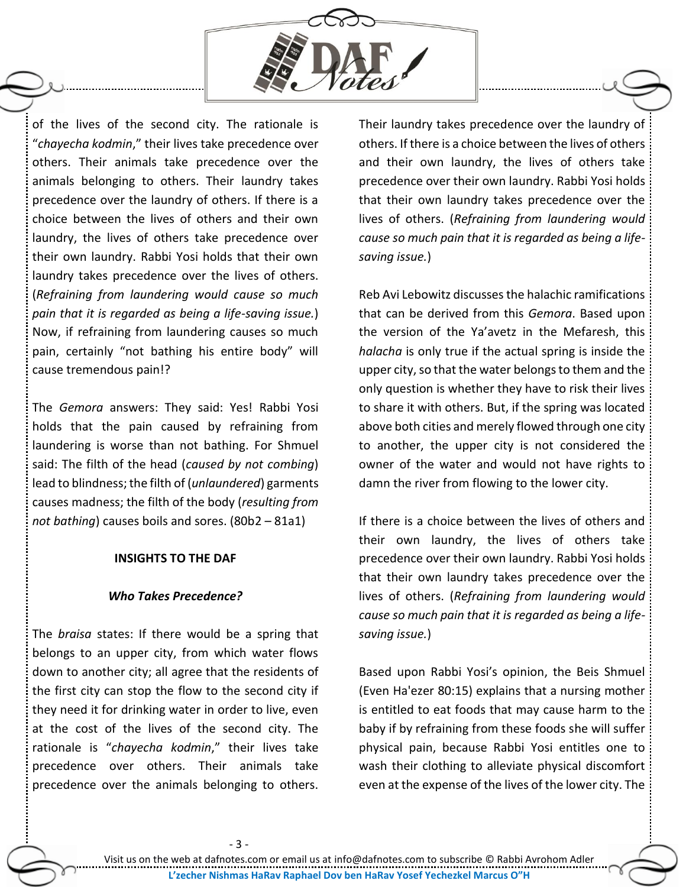of the lives of the second city. The rationale is "*chayecha kodmin*," their lives take precedence over others. Their animals take precedence over the animals belonging to others. Their laundry takes precedence over the laundry of others. If there is a choice between the lives of others and their own laundry, the lives of others take precedence over their own laundry. Rabbi Yosi holds that their own laundry takes precedence over the lives of others. (*Refraining from laundering would cause so much pain that it is regarded as being a life-saving issue.*) Now, if refraining from laundering causes so much pain, certainly "not bathing his entire body" will cause tremendous pain!?

The *Gemora* answers: They said: Yes! Rabbi Yosi holds that the pain caused by refraining from laundering is worse than not bathing. For Shmuel said: The filth of the head (*caused by not combing*) lead to blindness; the filth of (*unlaundered*) garments causes madness; the filth of the body (*resulting from not bathing*) causes boils and sores. (80b2 – 81a1)

**INSIGHTS TO THE DAF**

***Who Takes Precedence?***

The *braisa* states: If there would be a spring that belongs to an upper city, from which water flows down to another city; all agree that the residents of the first city can stop the flow to the second city if they need it for drinking water in order to live, even at the cost of the lives of the second city. The rationale is "*chayecha kodmin*," their lives take precedence over others. Their animals take precedence over the animals belonging to others. Their laundry takes precedence over the laundry of others. If there is a choice between the lives of others and their own laundry, the lives of others take precedence over their own laundry. Rabbi Yosi holds that their own laundry takes precedence over the lives of others. (*Refraining from laundering would cause so much pain that it is regarded as being a life-saving issue.*)

Reb Avi Lebowitz discusses the halachic ramifications that can be derived from this *Gemora*. Based upon the version of the Ya'avetz in the Mefaresh, this *halacha* is only true if the actual spring is inside the upper city, so that the water belongs to them and the only question is whether they have to risk their lives to share it with others. But, if the spring was located above both cities and merely flowed through one city to another, the upper city is not considered the owner of the water and would not have rights to damn the river from flowing to the lower city.

If there is a choice between the lives of others and their own laundry, the lives of others take precedence over their own laundry. Rabbi Yosi holds that their own laundry takes precedence over the lives of others. (*Refraining from laundering would cause so much pain that it is regarded as being a life-saving issue.*)

Based upon Rabbi Yosi's opinion, the Beis Shmuel (Even Ha'ezer 80:15) explains that a nursing mother is entitled to eat foods that may cause harm to the baby if by refraining from these foods she will suffer physical pain, because Rabbi Yosi entitles one to wash their clothing to alleviate physical discomfort even at the expense of the lives of the lower city. The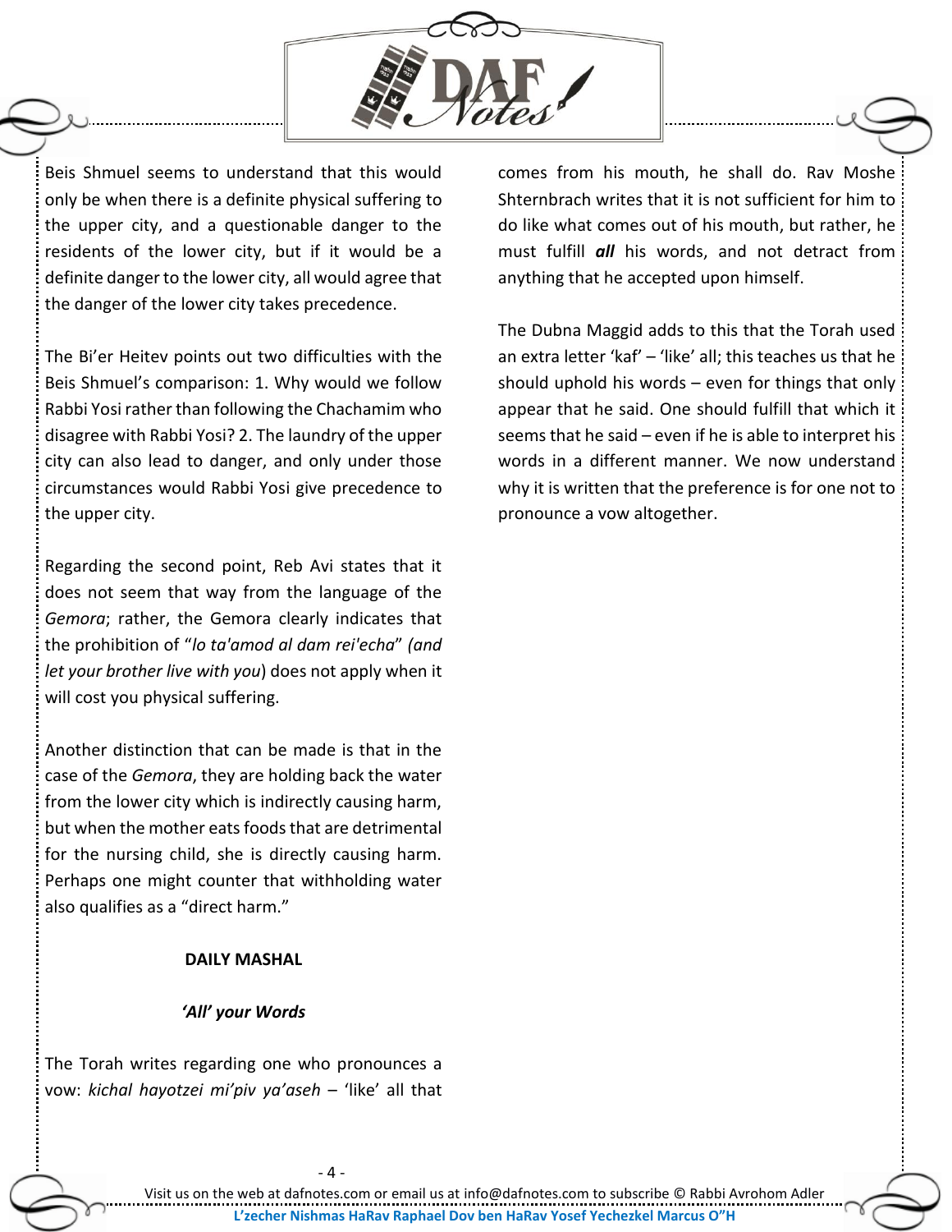Beis Shmuel seems to understand that this would only be when there is a definite physical suffering to the upper city, and a questionable danger to the residents of the lower city, but if it would be a definite danger to the lower city, all would agree that the danger of the lower city takes precedence.

The Bi'er Heitev points out two difficulties with the Beis Shmuel's comparison: 1. Why would we follow Rabbi Yosi rather than following the Chachamim who disagree with Rabbi Yosi? 2. The laundry of the upper city can also lead to danger, and only under those circumstances would Rabbi Yosi give precedence to the upper city.

Regarding the second point, Reb Avi states that it does not seem that way from the language of the *Gemora*; rather, the Gemora clearly indicates that the prohibition of "*lo ta'amod al dam rei'echa*" *(and let your brother live with you*) does not apply when it will cost you physical suffering.

Another distinction that can be made is that in the case of the *Gemora*, they are holding back the water from the lower city which is indirectly causing harm, but when the mother eats foods that are detrimental for the nursing child, she is directly causing harm. Perhaps one might counter that withholding water also qualifies as a "direct harm."

**DAILY MASHAL**

***'All' your Words***

The Torah writes regarding one who pronounces a vow: *kichal hayotzei mi'piv ya'aseh* – 'like' all that comes from his mouth, he shall do. Rav Moshe Shternbrach writes that it is not sufficient for him to do like what comes out of his mouth, but rather, he must fulfill ***all*** his words, and not detract from anything that he accepted upon himself.

The Dubna Maggid adds to this that the Torah used an extra letter 'kaf' – 'like' all; this teaches us that he should uphold his words – even for things that only appear that he said. One should fulfill that which it seems that he said – even if he is able to interpret his words in a different manner. We now understand why it is written that the preference is for one not to pronounce a vow altogether.